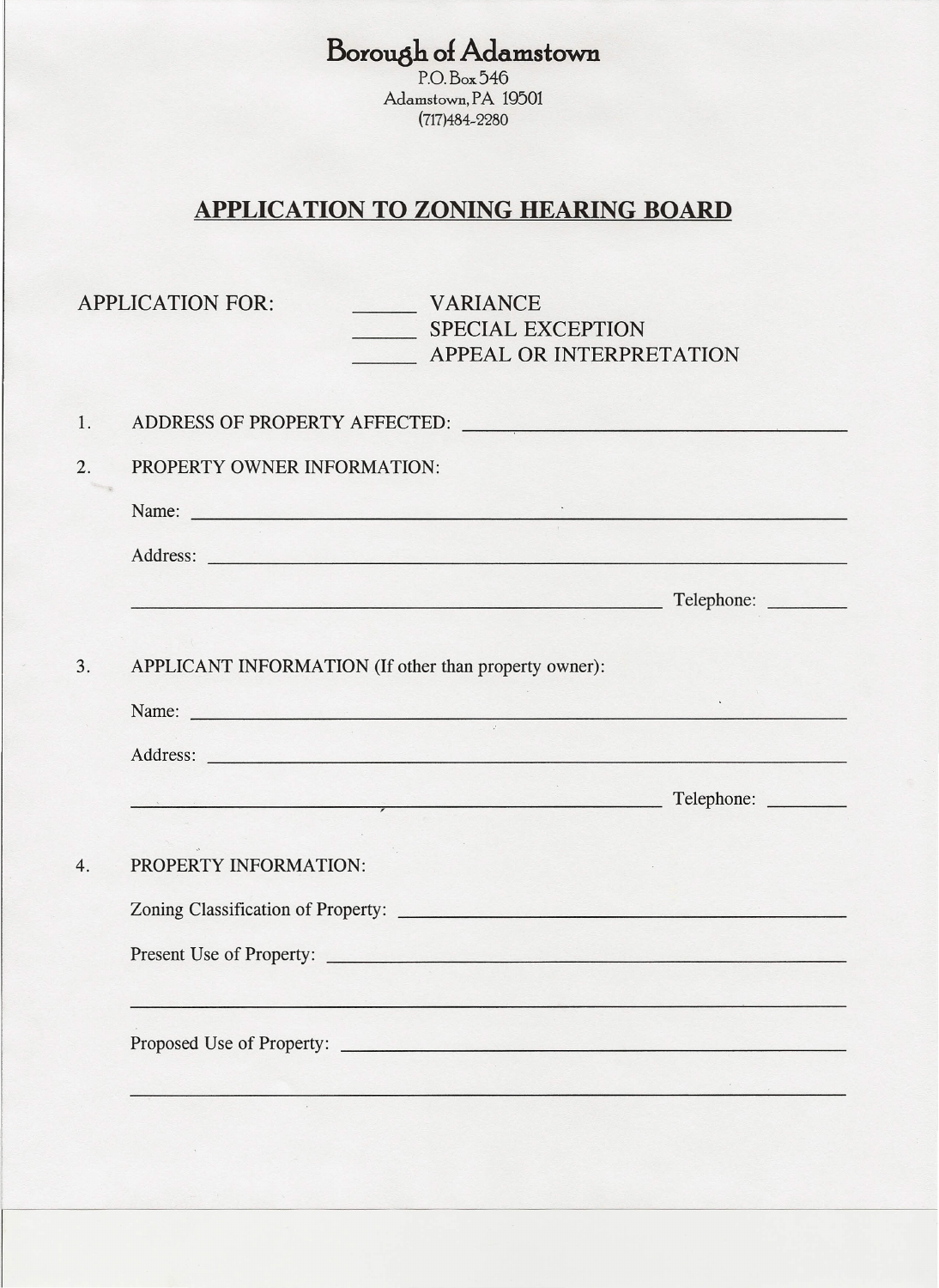# Borough of Adamstown

P.O. Box 546
Adamstown, PA 19501
(717)484-2280

## APPLICATION TO ZONING HEARING BOARD

APPLICATION FOR: ______ VARIANCE
______ SPECIAL EXCEPTION
______ APPEAL OR INTERPRETATION

1. ADDRESS OF PROPERTY AFFECTED: ________________________________

2. PROPERTY OWNER INFORMATION:

   Name: ________________________________________________

   Address: ______________________________________________

   ______________________________________________ Telephone: ________

3. APPLICANT INFORMATION (If other than property owner):

   Name: ________________________________________________

   Address: ______________________________________________

   ______________________________________________ Telephone: ________

4. PROPERTY INFORMATION:

   Zoning Classification of Property: ________________________________

   Present Use of Property: ________________________________________

   ______________________________________________________________

   Proposed Use of Property: _______________________________________

   ______________________________________________________________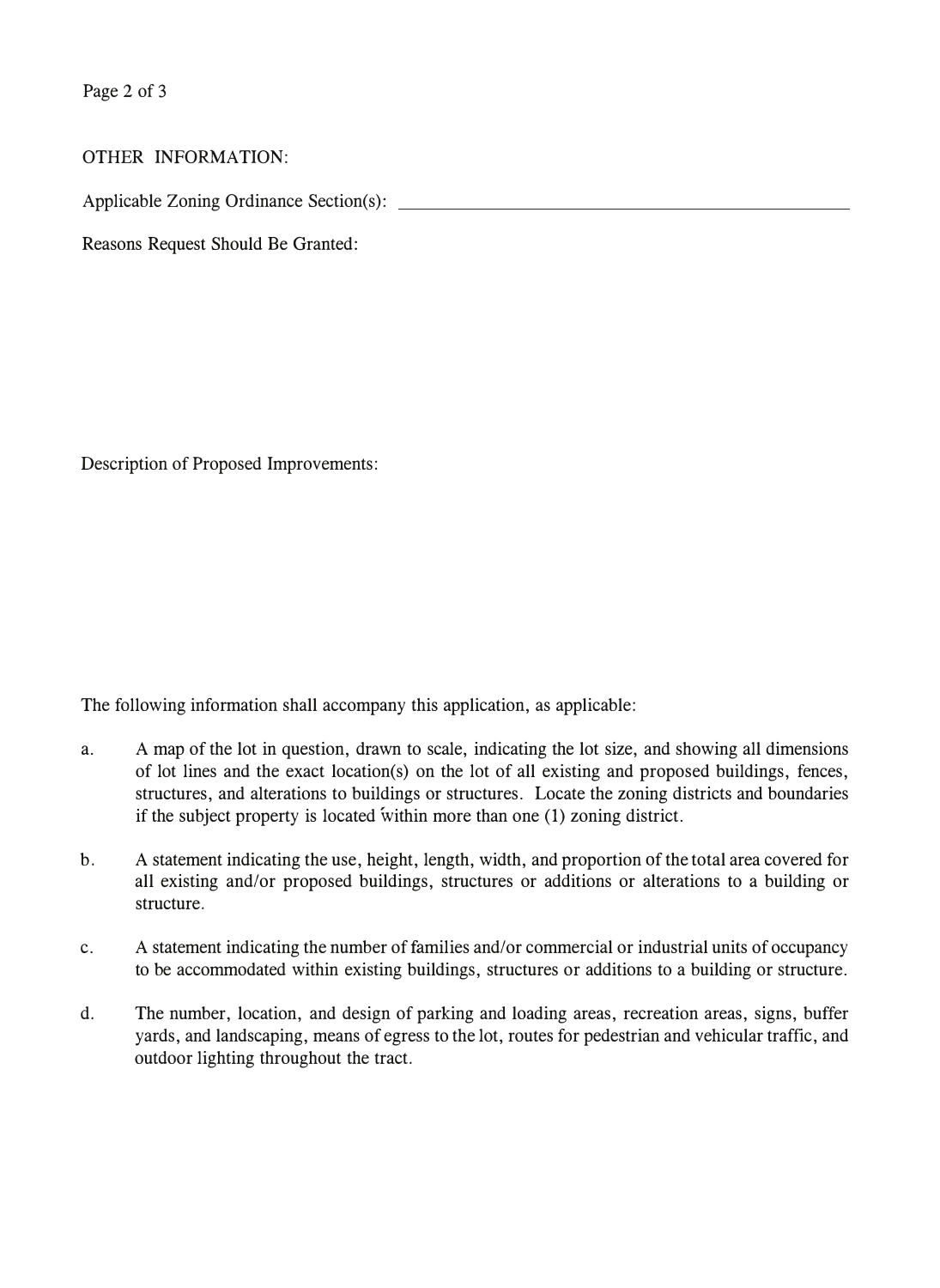OTHER INFORMATION:

Applicable Zoning Ordinance Section(s): ________________________________________________

Reasons Request Should Be Granted:

Description of Proposed Improvements:

The following information shall accompany this application, as applicable:

a. A map of the lot in question, drawn to scale, indicating the lot size, and showing all dimensions of lot lines and the exact location(s) on the lot of all existing and proposed buildings, fences, structures, and alterations to buildings or structures. Locate the zoning districts and boundaries if the subject property is located within more than one (1) zoning district.

b. A statement indicating the use, height, length, width, and proportion of the total area covered for all existing and/or proposed buildings, structures or additions or alterations to a building or structure.

c. A statement indicating the number of families and/or commercial or industrial units of occupancy to be accommodated within existing buildings, structures or additions to a building or structure.

d. The number, location, and design of parking and loading areas, recreation areas, signs, buffer yards, and landscaping, means of egress to the lot, routes for pedestrian and vehicular traffic, and outdoor lighting throughout the tract.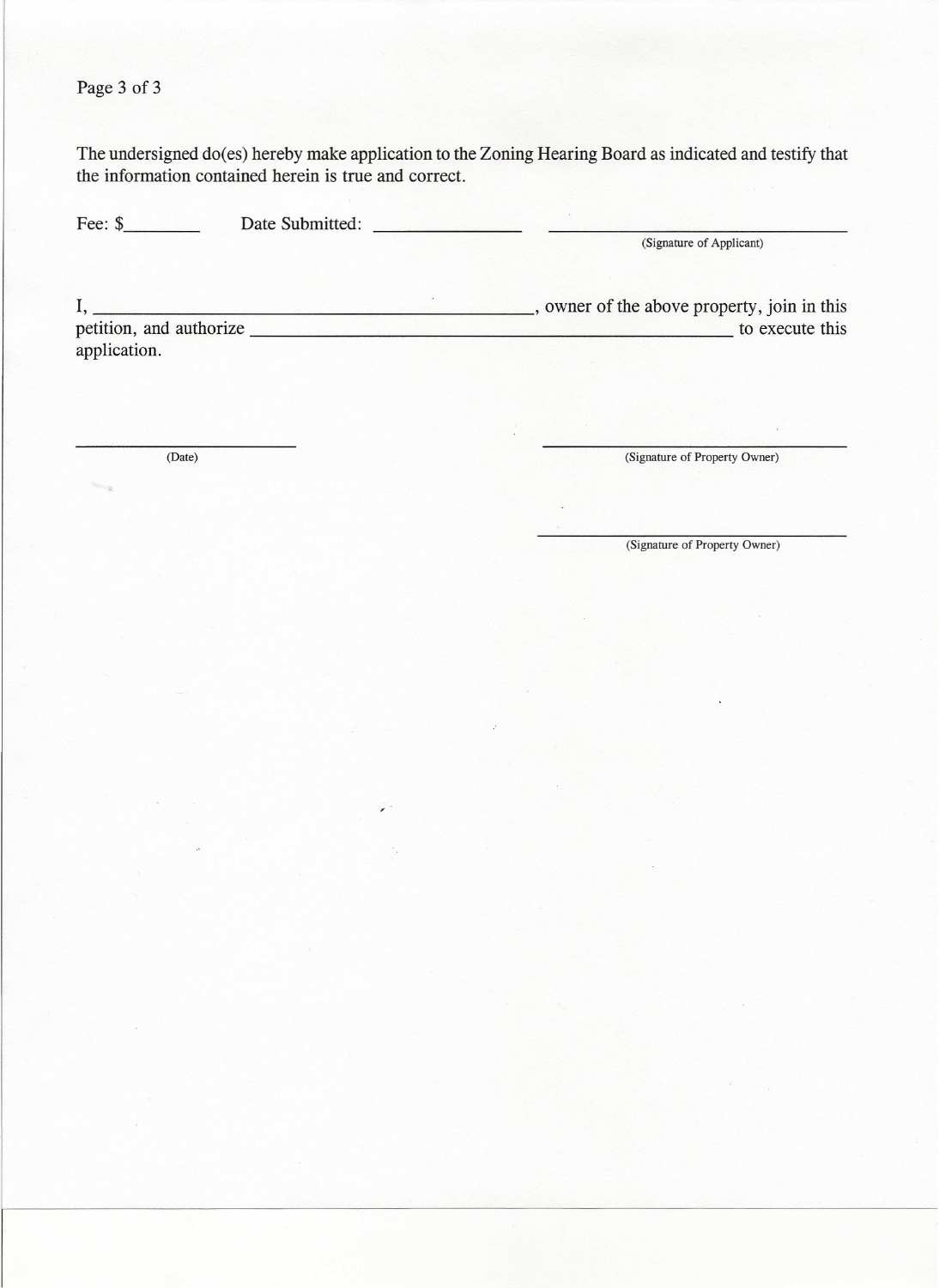The undersigned do(es) hereby make application to the Zoning Hearing Board as indicated and testify that the information contained herein is true and correct.

Fee: $________ Date Submitted: _______________ ______________________________

(Signature of Applicant)

I, ______________________________________________, owner of the above property, join in this petition, and authorize ______________________________________________ to execute this application.

______________________ ______________________________

(Date) (Signature of Property Owner)

______________________________

(Signature of Property Owner)